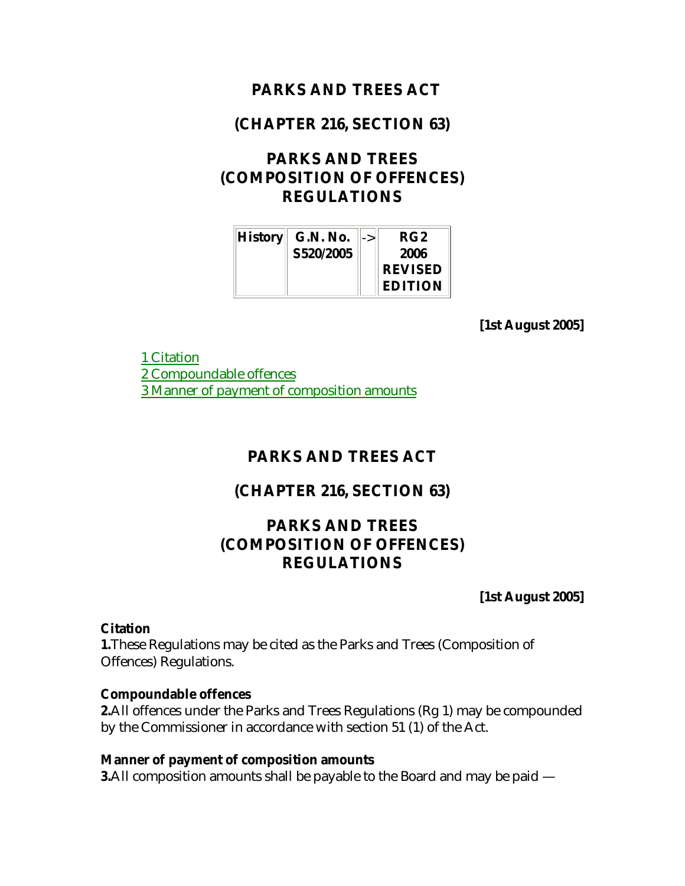# PARKS AND TREES ACT

## (CHAPTER 216, SECTION 63)

## PARKS AND TREES (COMPOSITION OF OFFENCES) REGULATIONS

| History | G.N. No. S520/2005 | -> | RG 2 2006 REVISED EDITION |
|---|---|---|---|

**[1st August 2005]**

1 Citation
2 Compoundable offences
3 Manner of payment of composition amounts

# PARKS AND TREES ACT

## (CHAPTER 216, SECTION 63)

## PARKS AND TREES (COMPOSITION OF OFFENCES) REGULATIONS

**[1st August 2005]**

**Citation**
**1.**These Regulations may be cited as the Parks and Trees (Composition of Offences) Regulations.

**Compoundable offences**
**2.**All offences under the Parks and Trees Regulations (Rg 1) may be compounded by the Commissioner in accordance with section 51 (1) of the Act.

**Manner of payment of composition amounts**
**3.**All composition amounts shall be payable to the Board and may be paid —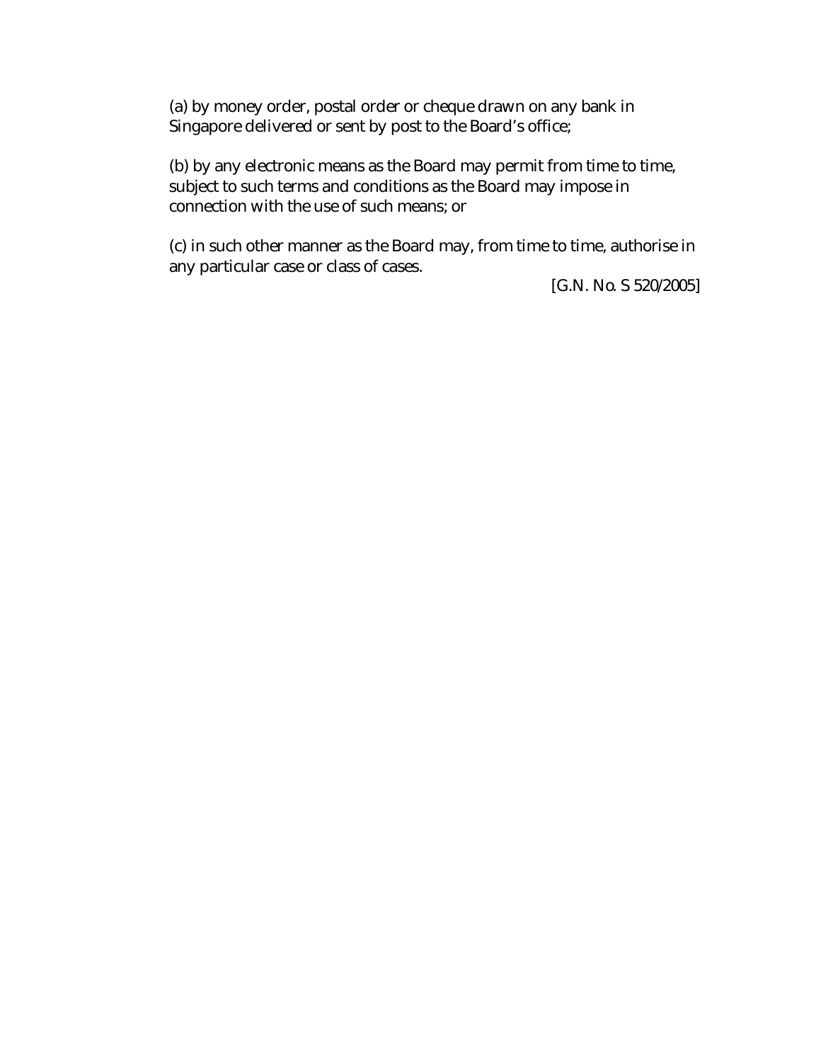(a) by money order, postal order or cheque drawn on any bank in Singapore delivered or sent by post to the Board's office;

(b) by any electronic means as the Board may permit from time to time, subject to such terms and conditions as the Board may impose in connection with the use of such means; or

(c) in such other manner as the Board may, from time to time, authorise in any particular case or class of cases.

[G.N. No. S 520/2005]